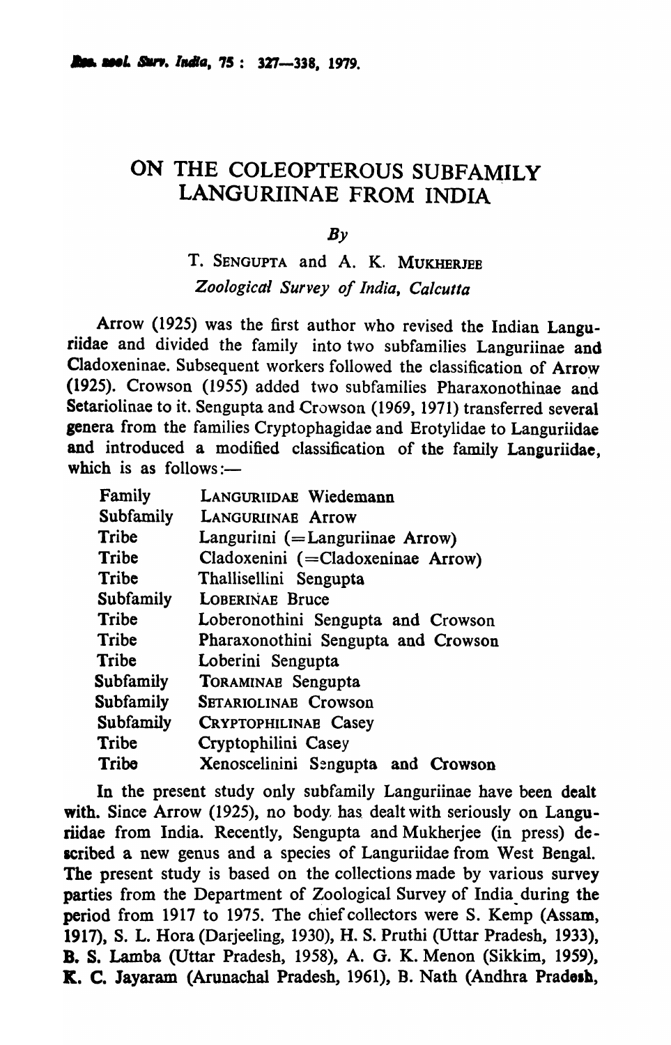# ON THE COLEOPTEROUS SUBFAMILY LANGURIINAE FROM INDIA

*By*

T. SENGUPTA and A. K. MUKHERJEE
*Zoological Survey of India, Calcutta*

Arrow (1925) was the first author who revised the Indian Languriidae and divided the family into two subfamilies Languriinae and Cladoxeninae. Subsequent workers followed the classification of Arrow (1925). Crowson (1955) added two subfamilies Pharaxonothinae and Setariolinae to it. Sengupta and Crowson (1969, 1971) transferred several genera from the families Cryptophagidae and Erotylidae to Languriidae and introduced a modified classification of the family Languriidae, which is as follows:—

| | |
|---|---|
| Family | LANGURIIDAE Wiedemann |
| Subfamily | LANGURIINAE Arrow |
| Tribe | Languriini (=Languriinae Arrow) |
| Tribe | Cladoxenini (=Cladoxeninae Arrow) |
| Tribe | Thallisellini Sengupta |
| Subfamily | LOBERINAE Bruce |
| Tribe | Loberonothini Sengupta and Crowson |
| Tribe | Pharaxonothini Sengupta and Crowson |
| Tribe | Loberini Sengupta |
| Subfamily | TORAMINAE Sengupta |
| Subfamily | SETARIOLINAE Crowson |
| Subfamily | CRYPTOPHILINAE Casey |
| Tribe | Cryptophilini Casey |
| Tribe | Xenoscelinini Sengupta and Crowson |

In the present study only subfamily Languriinae have been dealt with. Since Arrow (1925), no body has dealt with seriously on Languriidae from India. Recently, Sengupta and Mukherjee (in press) described a new genus and a species of Languriidae from West Bengal. The present study is based on the collections made by various survey parties from the Department of Zoological Survey of India during the period from 1917 to 1975. The chief collectors were S. Kemp (Assam, 1917), S. L. Hora (Darjeeling, 1930), H. S. Pruthi (Uttar Pradesh, 1933), B. S. Lamba (Uttar Pradesh, 1958), A. G. K. Menon (Sikkim, 1959), K. C. Jayaram (Arunachal Pradesh, 1961), B. Nath (Andhra Pradesh,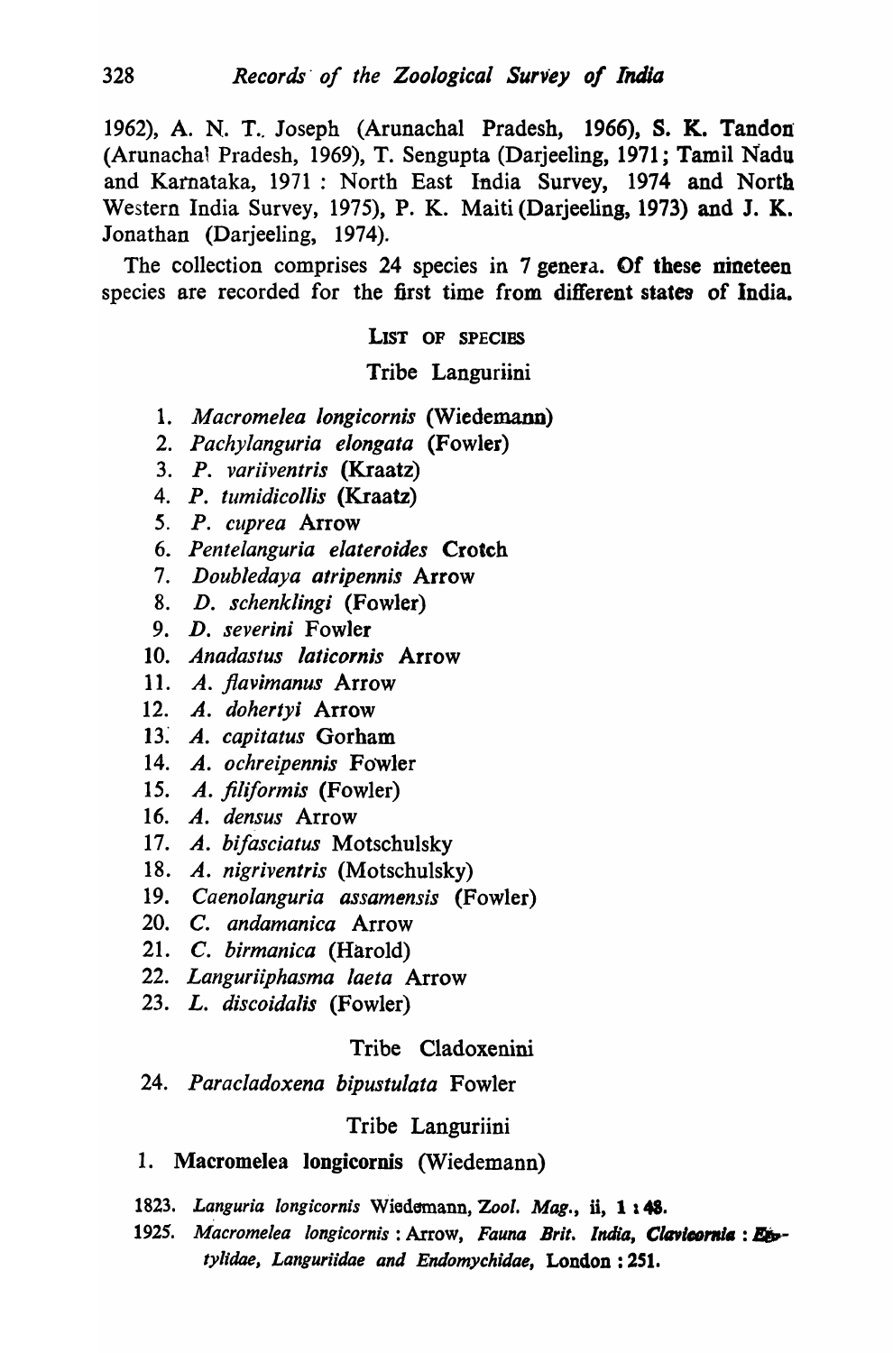1962), A. N. T. Joseph (Arunachal Pradesh, 1966), S. K. Tandon (Arunachal Pradesh, 1969), T. Sengupta (Darjeeling, 1971; Tamil Nadu and Karnataka, 1971 : North East India Survey, 1974 and North Western India Survey, 1975), P. K. Maiti (Darjeeling, 1973) and J. K. Jonathan (Darjeeling, 1974).

The collection comprises 24 species in 7 genera. Of these nineteen species are recorded for the first time from different states of India.

## LIST OF SPECIES

### Tribe Languriini

1. *Macromelea longicornis* (Wiedemann)
2. *Pachylanguria elongata* (Fowler)
3. *P. variiventris* (Kraatz)
4. *P. tumidicollis* (Kraatz)
5. *P. cuprea* Arrow
6. *Pentelanguria elateroides* Crotch
7. *Doubledaya atripennis* Arrow
8. *D. schenklingi* (Fowler)
9. *D. severini* Fowler
10. *Anadastus laticornis* Arrow
11. *A. flavimanus* Arrow
12. *A. dohertyi* Arrow
13. *A. capitatus* Gorham
14. *A. ochreipennis* Fowler
15. *A. filiformis* (Fowler)
16. *A. densus* Arrow
17. *A. bifasciatus* Motschulsky
18. *A. nigriventris* (Motschulsky)
19. *Caenolanguria assamensis* (Fowler)
20. *C. andamanica* Arrow
21. *C. birmanica* (Harold)
22. *Languriiphasma laeta* Arrow
23. *L. discoidalis* (Fowler)

### Tribe Cladoxenini

24. *Paracladoxena bipustulata* Fowler

### Tribe Languriini

1. **Macromelea longicornis** (Wiedemann)

1823. *Languria longicornis* Wiedemann, *Zool. Mag.*, ii, **1 : 48.**

1925. *Macromelea longicornis* : Arrow, *Fauna Brit. India, Clavicornia : Erotylidae, Languriidae and Endomychidae*, London : **251.**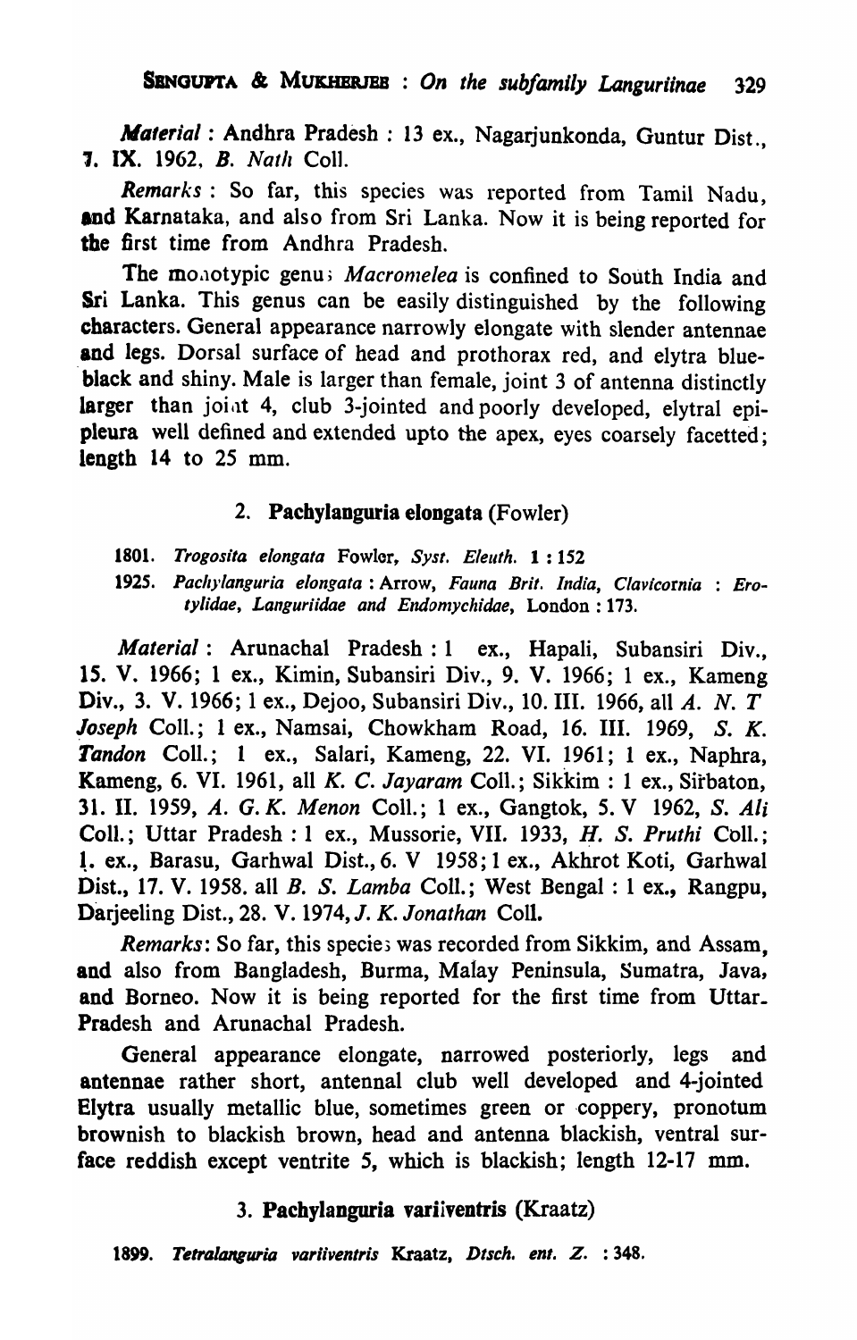*Material* : Andhra Pradesh : 13 ex., Nagarjunkonda, Guntur Dist., 7. IX. 1962, *B. Nath* Coll.

*Remarks* : So far, this species was reported from Tamil Nadu, and Karnataka, and also from Sri Lanka. Now it is being reported for the first time from Andhra Pradesh.

The monotypic genus *Macromelea* is confined to South India and Sri Lanka. This genus can be easily distinguished by the following characters. General appearance narrowly elongate with slender antennae and legs. Dorsal surface of head and prothorax red, and elytra blue-black and shiny. Male is larger than female, joint 3 of antenna distinctly larger than joint 4, club 3-jointed and poorly developed, elytral epipleura well defined and extended upto the apex, eyes coarsely facetted; length 14 to 25 mm.

## 2. Pachylanguria elongata (Fowler)

1801. *Trogosita elongata* Fowler, *Syst. Eleuth.* 1 : 152

1925. *Pachylanguria elongata* : Arrow, *Fauna Brit. India, Clavicornia : Erotylidae, Languriidae and Endomychidae*, London : 173.

*Material* : Arunachal Pradesh : 1 ex., Hapali, Subansiri Div., 15. V. 1966; 1 ex., Kimin, Subansiri Div., 9. V. 1966; 1 ex., Kameng Div., 3. V. 1966; 1 ex., Dejoo, Subansiri Div., 10. III. 1966, all *A. N. T Joseph* Coll.; 1 ex., Namsai, Chowkham Road, 16. III. 1969, *S. K. Tandon* Coll.; 1 ex., Salari, Kameng, 22. VI. 1961; 1 ex., Naphra, Kameng, 6. VI. 1961, all *K. C. Jayaram* Coll.; Sikkim : 1 ex., Sirbaton, 31. II. 1959, *A. G. K. Menon* Coll.; 1 ex., Gangtok, 5. V 1962, *S. Ali* Coll.; Uttar Pradesh : 1 ex., Mussorie, VII. 1933, *H. S. Pruthi* Coll.; 1. ex., Barasu, Garhwal Dist., 6. V 1958; 1 ex., Akhrot Koti, Garhwal Dist., 17. V. 1958. all *B. S. Lamba* Coll.; West Bengal : 1 ex., Rangpu, Darjeeling Dist., 28. V. 1974, *J. K. Jonathan* Coll.

*Remarks*: So far, this species was recorded from Sikkim, and Assam, and also from Bangladesh, Burma, Malay Peninsula, Sumatra, Java, and Borneo. Now it is being reported for the first time from Uttar-Pradesh and Arunachal Pradesh.

General appearance elongate, narrowed posteriorly, legs and antennae rather short, antennal club well developed and 4-jointed Elytra usually metallic blue, sometimes green or coppery, pronotum brownish to blackish brown, head and antenna blackish, ventral surface reddish except ventrite 5, which is blackish; length 12-17 mm.

## 3. Pachylanguria variiventris (Kraatz)

1899. *Tetralanguria variiventris* Kraatz, *Dtsch. ent. Z.* : 348.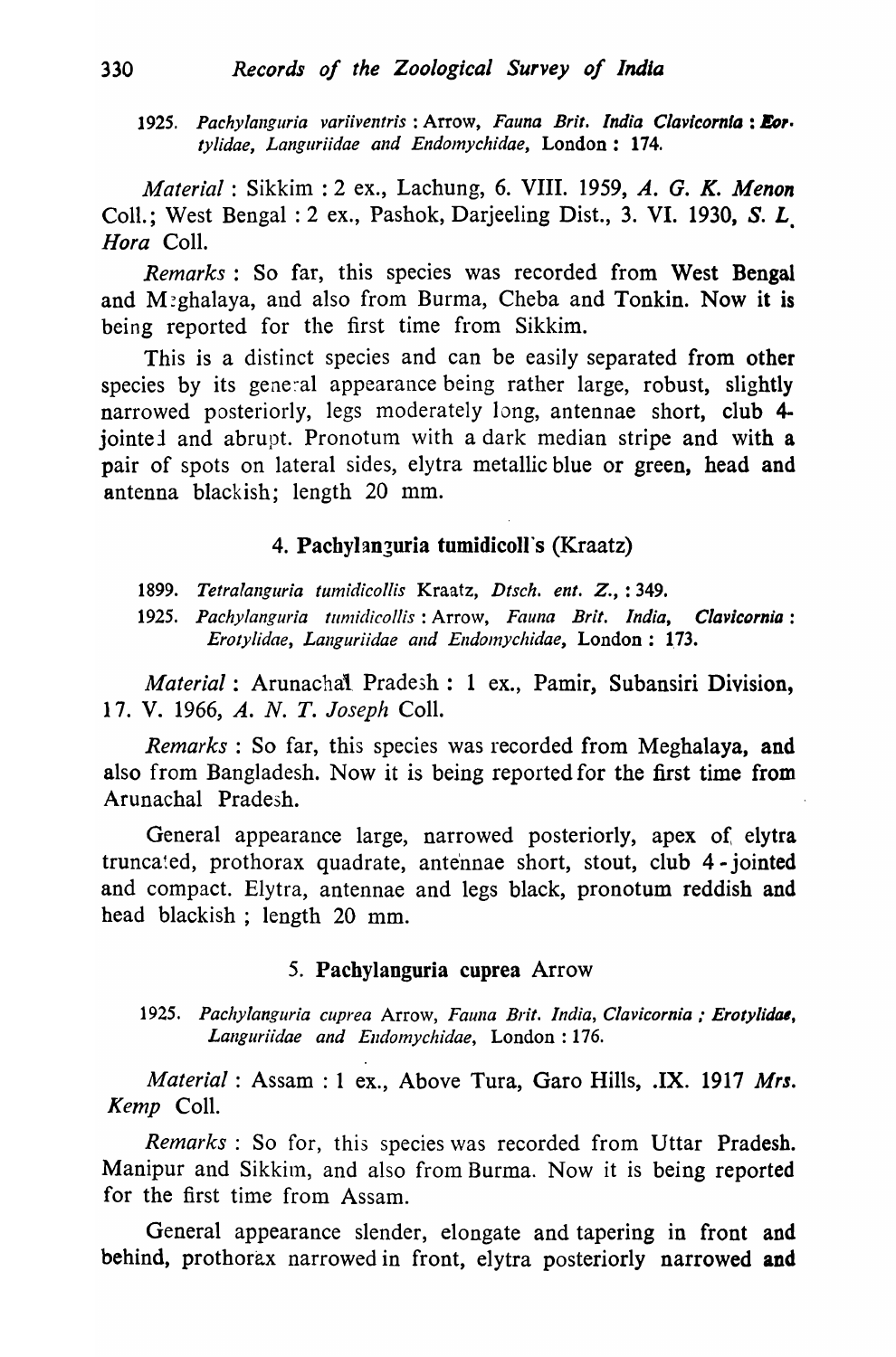1925. *Pachylanguria variiventris* : Arrow, *Fauna Brit. India Clavicornia : Erotylidae, Languriidae and Endomychidae*, London : 174.

*Material* : Sikkim : 2 ex., Lachung, 6. VIII. 1959, *A. G. K. Menon* Coll.; West Bengal : 2 ex., Pashok, Darjeeling Dist., 3. VI. 1930, *S. L. Hora* Coll.

*Remarks* : So far, this species was recorded from West Bengal and Meghalaya, and also from Burma, Cheba and Tonkin. Now it is being reported for the first time from Sikkim.

This is a distinct species and can be easily separated from other species by its general appearance being rather large, robust, slightly narrowed posteriorly, legs moderately long, antennae short, club 4-jointed and abrupt. Pronotum with a dark median stripe and with a pair of spots on lateral sides, elytra metallic blue or green, head and antenna blackish; length 20 mm.

### 4. Pachylanguria tumidicollis (Kraatz)

1899. *Tetralanguria tumidicollis* Kraatz, *Dtsch. ent. Z.*, : 349.

1925. *Pachylanguria tumidicollis* : Arrow, *Fauna Brit. India, Clavicornia : Erotylidae, Languriidae and Endomychidae*, London : 173.

*Material* : Arunachal Pradesh : 1 ex., Pamir, Subansiri Division, 17. V. 1966, *A. N. T. Joseph* Coll.

*Remarks* : So far, this species was recorded from Meghalaya, and also from Bangladesh. Now it is being reported for the first time from Arunachal Pradesh.

General appearance large, narrowed posteriorly, apex of elytra truncated, prothorax quadrate, antennae short, stout, club 4-jointed and compact. Elytra, antennae and legs black, pronotum reddish and head blackish ; length 20 mm.

### 5. Pachylanguria cuprea Arrow

1925. *Pachylanguria cuprea* Arrow, *Fauna Brit. India, Clavicornia ; Erotylidae, Languriidae and Endomychidae*, London : 176.

*Material* : Assam : 1 ex., Above Tura, Garo Hills, .IX. 1917 *Mrs. Kemp* Coll.

*Remarks* : So for, this species was recorded from Uttar Pradesh. Manipur and Sikkim, and also from Burma. Now it is being reported for the first time from Assam.

General appearance slender, elongate and tapering in front and behind, prothorax narrowed in front, elytra posteriorly narrowed and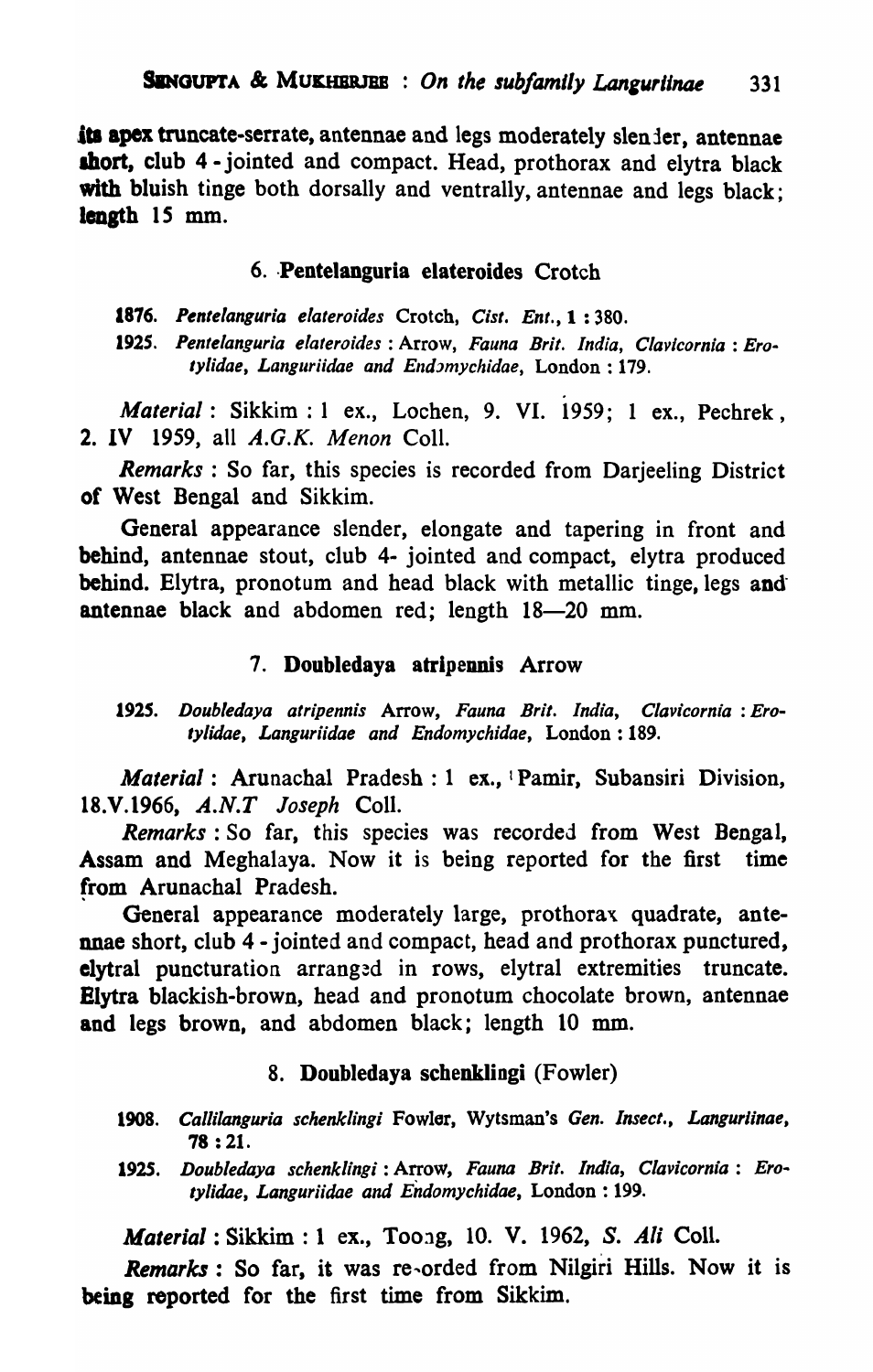its apex truncate-serrate, antennae and legs moderately slender, antennae short, club 4 - jointed and compact. Head, prothorax and elytra black with bluish tinge both dorsally and ventrally, antennae and legs black; length 15 mm.

### 6. Pentelanguria elateroides Crotch

1876. *Pentelanguria elateroides* Crotch, *Cist. Ent.*, 1 : 380.

1925. *Pentelanguria elateroides* : Arrow, *Fauna Brit. India, Clavicornia : Erotylidae, Languriidae and Endomychidae*, London : 179.

*Material* : Sikkim : 1 ex., Lochen, 9. VI. 1959; 1 ex., Pechrek, 2. IV 1959, all *A.G.K. Menon* Coll.

*Remarks* : So far, this species is recorded from Darjeeling District of West Bengal and Sikkim.

General appearance slender, elongate and tapering in front and behind, antennae stout, club 4- jointed and compact, elytra produced behind. Elytra, pronotum and head black with metallic tinge, legs and antennae black and abdomen red; length 18—20 mm.

### 7. Doubledaya atripennis Arrow

1925. *Doubledaya atripennis* Arrow, *Fauna Brit. India, Clavicornia : Erotylidae, Languriidae and Endomychidae*, London : 189.

*Material* : Arunachal Pradesh : 1 ex., Pamir, Subansiri Division, 18.V.1966, *A.N.T Joseph* Coll.

*Remarks* : So far, this species was recorded from West Bengal, Assam and Meghalaya. Now it is being reported for the first time from Arunachal Pradesh.

General appearance moderately large, prothorax quadrate, antennae short, club 4 - jointed and compact, head and prothorax punctured, elytral puncturation arranged in rows, elytral extremities truncate. Elytra blackish-brown, head and pronotum chocolate brown, antennae and legs brown, and abdomen black; length 10 mm.

### 8. Doubledaya schenklingi (Fowler)

1908. *Callilanguria schenklingi* Fowler, Wytsman's *Gen. Insect., Langurlinae*, 78 : 21.

1925. *Doubledaya schenklingi* : Arrow, *Fauna Brit. India, Clavicornia : Erotylidae, Languriidae and Endomychidae*, London : 199.

*Material* : Sikkim : 1 ex., Toong, 10. V. 1962, *S. Ali* Coll.

*Remarks* : So far, it was recorded from Nilgiri Hills. Now it is being reported for the first time from Sikkim.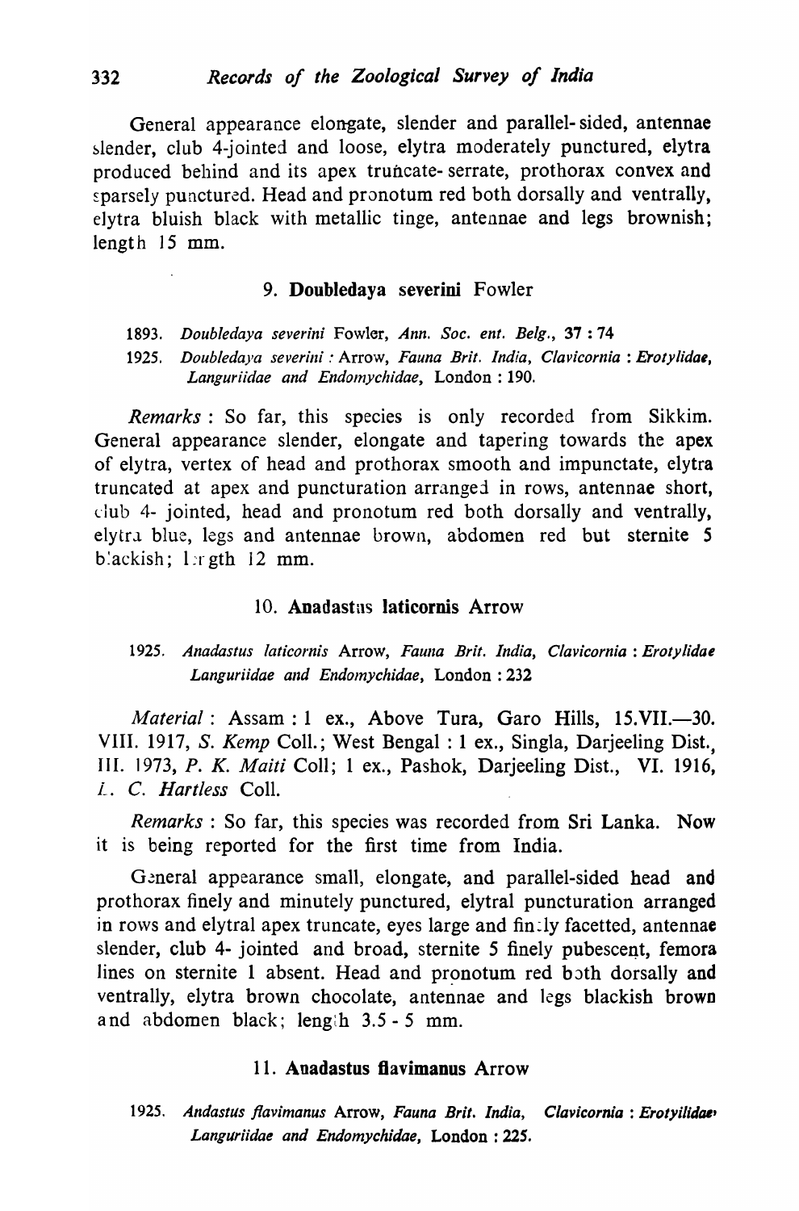General appearance elongate, slender and parallel-sided, antennae slender, club 4-jointed and loose, elytra moderately punctured, elytra produced behind and its apex truncate-serrate, prothorax convex and sparsely punctured. Head and pronotum red both dorsally and ventrally, elytra bluish black with metallic tinge, antennae and legs brownish; length 15 mm.

### 9. **Doubledaya severini** Fowler

1893. *Doubledaya severini* Fowler, *Ann. Soc. ent. Belg.*, **37** : 74

1925. *Doubledaya severini* : Arrow, *Fauna Brit. India*, *Clavicornia* : *Erotylidae*, *Languriidae and Endomychidae*, London : 190.

*Remarks* : So far, this species is only recorded from Sikkim. General appearance slender, elongate and tapering towards the apex of elytra, vertex of head and prothorax smooth and impunctate, elytra truncated at apex and puncturation arranged in rows, antennae short, club 4- jointed, head and pronotum red both dorsally and ventrally, elytra blue, legs and antennae brown, abdomen red but sternite 5 blackish; length 12 mm.

### 10. **Anadastus laticornis** Arrow

1925. *Anadastus laticornis* Arrow, *Fauna Brit. India*, *Clavicornia* : *Erotylidae Languriidae and Endomychidae*, London : 232

*Material* : Assam : 1 ex., Above Tura, Garo Hills, 15.VII.—30. VIII. 1917, *S. Kemp* Coll.; West Bengal : 1 ex., Singla, Darjeeling Dist., III. 1973, *P. K. Maiti* Coll; 1 ex., Pashok, Darjeeling Dist., VI. 1916, *L. C. Hartless* Coll.

*Remarks* : So far, this species was recorded from Sri Lanka. Now it is being reported for the first time from India.

General appearance small, elongate, and parallel-sided head and prothorax finely and minutely punctured, elytral puncturation arranged in rows and elytral apex truncate, eyes large and finely facetted, antennae slender, club 4- jointed and broad, sternite 5 finely pubescent, femora lines on sternite 1 absent. Head and pronotum red both dorsally and ventrally, elytra brown chocolate, antennae and legs blackish brown and abdomen black; length 3.5 - 5 mm.

### 11. **Anadastus flavimanus** Arrow

1925. *Andastus flavimanus* Arrow, *Fauna Brit. India*, *Clavicornia* : *Erotyilidae*, *Languriidae and Endomychidae*, London : 225.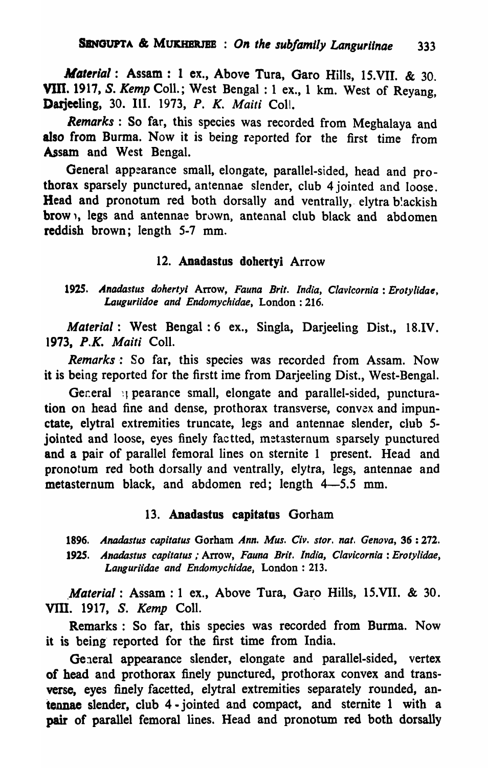*Material* : Assam : 1 ex., Above Tura, Garo Hills, 15.VII. & 30. VIII. 1917, *S. Kemp* Coll.; West Bengal : 1 ex., 1 km. West of Reyang, Darjeeling, 30. III. 1973, *P. K. Maiti* Coll.

*Remarks* : So far, this species was recorded from Meghalaya and also from Burma. Now it is being reported for the first time from Assam and West Bengal.

General appearance small, elongate, parallel-sided, head and prothorax sparsely punctured, antennae slender, club 4 jointed and loose. Head and pronotum red both dorsally and ventrally, elytra blackish brown, legs and antennae brown, antennal club black and abdomen reddish brown; length 5-7 mm.

### 12. **Anadastus dohertyi** Arrow

1925. *Anadastus dohertyi* Arrow, *Fauna Brit. India, Clavicornia : Erotylidae, Lauguriidoe and Endomychidae*, London : 216.

*Material* : West Bengal : 6 ex., Singla, Darjeeling Dist., 18.IV. 1973, *P.K. Maiti* Coll.

*Remarks* : So far, this species was recorded from Assam. Now it is being reported for the firstt ime from Darjeeling Dist., West-Bengal.

General appearance small, elongate and parallel-sided, puncturation on head fine and dense, prothorax transverse, convex and impunctate, elytral extremities truncate, legs and antennae slender, club 5-jointed and loose, eyes finely factted, metasternum sparsely punctured and a pair of parallel femoral lines on sternite 1 present. Head and pronotum red both dorsally and ventrally, elytra, legs, antennae and metasternum black, and abdomen red; length 4—5.5 mm.

### 13. **Anadastus capitatus** Gorham

1896. *Anadastus capitatus* Gorham *Ann. Mus. Civ. stor. nat. Genova*, 36 : 272.

1925. *Anadastus capitatus* ; Arrow, *Fauna Brit. India, Clavicornia : Erotylidae, Languriidae and Endomychidae*, London : 213.

*Material* : Assam : 1 ex., Above Tura, Garo Hills, 15.VII. & 30. VIII. 1917, *S. Kemp* Coll.

Remarks : So far, this species was recorded from Burma. Now it is being reported for the first time from India.

General appearance slender, elongate and parallel-sided, vertex of head and prothorax finely punctured, prothorax convex and transverse, eyes finely facetted, elytral extremities separately rounded, antennae slender, club 4-jointed and compact, and sternite 1 with a pair of parallel femoral lines. Head and pronotum red both dorsally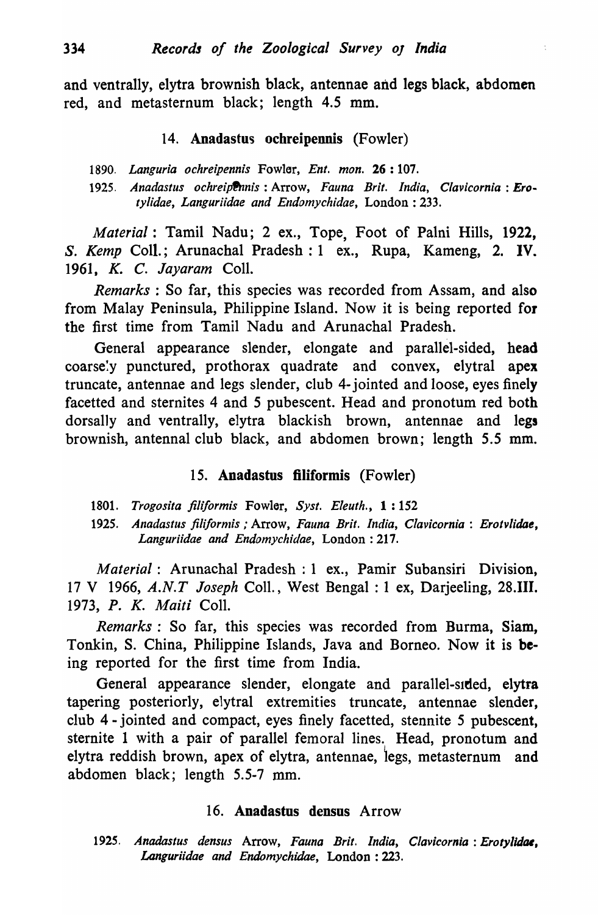and ventrally, elytra brownish black, antennae and legs black, abdomen red, and metasternum black; length 4.5 mm.

### 14. **Anadastus ochreipennis** (Fowler)

1890. *Languria ochreipennis* Fowler, *Ent. mon.* **26** : 107.

1925. *Anadastus ochreipennis* : Arrow, *Fauna Brit. India, Clavicornia : Erotylidae, Languriidae and Endomychidae*, London : 233.

*Material* : Tamil Nadu; 2 ex., Tope, Foot of Palni Hills, 1922, *S. Kemp* Coll.; Arunachal Pradesh : 1 ex., Rupa, Kameng, 2. IV. 1961, *K. C. Jayaram* Coll.

*Remarks* : So far, this species was recorded from Assam, and also from Malay Peninsula, Philippine Island. Now it is being reported for the first time from Tamil Nadu and Arunachal Pradesh.

General appearance slender, elongate and parallel-sided, head coarsely punctured, prothorax quadrate and convex, elytral apex truncate, antennae and legs slender, club 4-jointed and loose, eyes finely facetted and sternites 4 and 5 pubescent. Head and pronotum red both dorsally and ventrally, elytra blackish brown, antennae and legs brownish, antennal club black, and abdomen brown; length 5.5 mm.

### 15. **Anadastus filiformis** (Fowler)

1801. *Trogosita filiformis* Fowler, *Syst. Eleuth.*, **1** : 152

1925. *Anadastus filiformis* ; Arrow, *Fauna Brit. India, Clavicornia : Erotvlidae, Languriidae and Endomychidae*, London : 217.

*Material* : Arunachal Pradesh : 1 ex., Pamir Subansiri Division, 17 V 1966, *A.N.T Joseph* Coll., West Bengal : 1 ex, Darjeeling, 28.III. 1973, *P. K. Maiti* Coll.

*Remarks* : So far, this species was recorded from Burma, Siam, Tonkin, S. China, Philippine Islands, Java and Borneo. Now it is being reported for the first time from India.

General appearance slender, elongate and parallel-sided, elytra tapering posteriorly, elytral extremities truncate, antennae slender, club 4-jointed and compact, eyes finely facetted, stennite 5 pubescent, sternite 1 with a pair of parallel femoral lines. Head, pronotum and elytra reddish brown, apex of elytra, antennae, legs, metasternum and abdomen black; length 5.5-7 mm.

### 16. **Anadastus densus** Arrow

1925. *Anadastus densus* Arrow, *Fauna Brit. India, Clavicornia : Erotylidae, Languriidae and Endomychidae*, London : 223.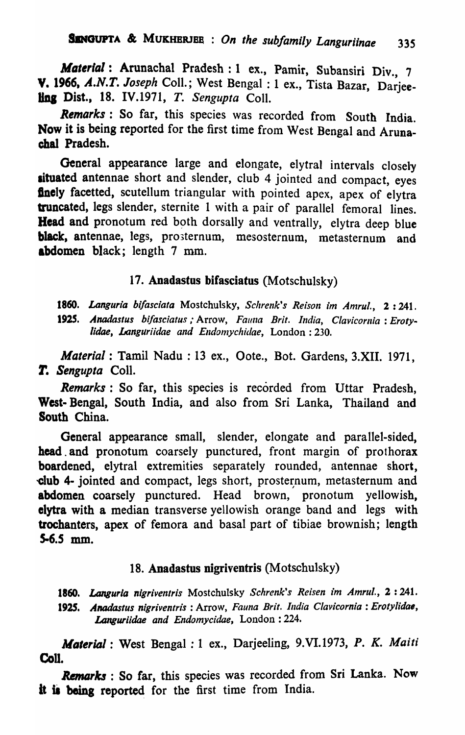***Material*** : Arunachal Pradesh : 1 ex., Pamir, Subansiri Div., 7 V. 1966, *A.N.T. Joseph* Coll.; West Bengal : 1 ex., Tista Bazar, Darjeeling Dist., 18. IV.1971, *T. Sengupta* Coll.

***Remarks*** : So far, this species was recorded from South India. Now it is being reported for the first time from West Bengal and Arunachal Pradesh.

General appearance large and elongate, elytral intervals closely situated antennae short and slender, club 4 jointed and compact, eyes finely facetted, scutellum triangular with pointed apex, apex of elytra truncated, legs slender, sternite 1 with a pair of parallel femoral lines. **Head** and pronotum red both dorsally and ventrally, elytra deep blue **black**, antennae, legs, prosternum, mesosternum, metasternum and **abdomen** black; length 7 mm.

### 17. Anadastus bifasciatus (Motschulsky)

1860. *Languria bifasciata* Mostchulsky, *Schrenk's Reison im Amrul.*, **2** : 241.

1925. *Anadastus bifasciatus* ; Arrow, *Fauna Brit. India, Clavicornia : Erotylidae, Languriidae and Endomychidae*, London : 230.

***Material*** : Tamil Nadu : 13 ex., Oote., Bot. Gardens, 3.XII. 1971, *T. Sengupta* Coll.

***Remarks*** : So far, this species is recorded from Uttar Pradesh, West-Bengal, South India, and also from Sri Lanka, Thailand and South China.

General appearance small, slender, elongate and parallel-sided, **head** and pronotum coarsely punctured, front margin of prothorax boardened, elytral extremities separately rounded, antennae short, club 4- jointed and compact, legs short, prosternum, metasternum and **abdomen** coarsely punctured. Head brown, pronotum yellowish, **elytra** with a median transverse yellowish orange band and legs with trochanters, apex of femora and basal part of tibiae brownish; length 5-6.5 mm.

### 18. Anadastus nigriventris (Motschulsky)

1860. *Languria nigriventris* Mostchulsky *Schrenk's Reisen im Amrul.*, **2** : 241.

1925. *Anadastus nigriventris* : Arrow, *Fauna Brit. India Clavicornia : Erotylidae, Languriidae and Endomycidae*, London : 224.

***Material*** : West Bengal : 1 ex., Darjeeling, 9.VI.1973, *P. K. Maiti* **Coll.**

***Remarks*** : So far, this species was recorded from Sri Lanka. Now it is being reported for the first time from India.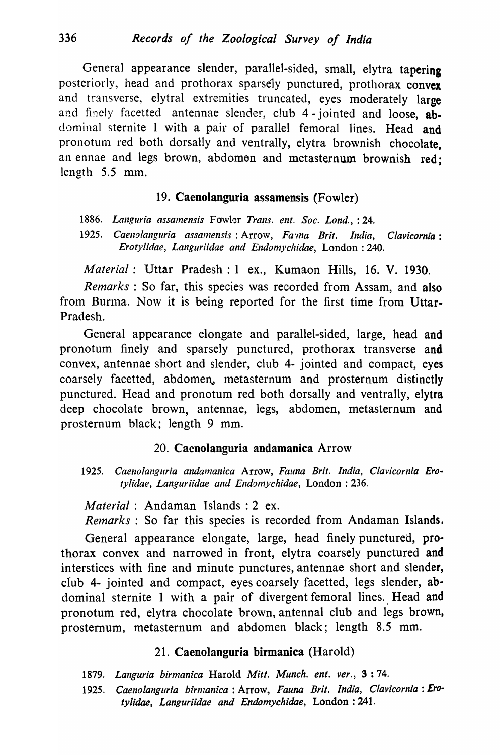General appearance slender, parallel-sided, small, elytra tapering posteriorly, head and prothorax sparsely punctured, prothorax convex and transverse, elytral extremities truncated, eyes moderately large and finely facetted antennae slender, club 4 - jointed and loose, abdominal sternite 1 with a pair of parallel femoral lines. Head and pronotum red both dorsally and ventrally, elytra brownish chocolate, an ennae and legs brown, abdomen and metasternum brownish red; length 5.5 mm.

### 19. **Caenolanguria assamensis** (Fowler)

1886. *Languria assamensis* Fowler *Trans. ent. Soc. Lond.*, : 24.

1925. *Caenolanguria assamensis* : Arrow, *Fauna Brit. India, Clavicornia : Erotylidae, Languriidae and Endomychidae*, London : 240.

*Material* : Uttar Pradesh : 1 ex., Kumaon Hills, 16. V. 1930.

*Remarks* : So far, this species was recorded from Assam, and also from Burma. Now it is being reported for the first time from Uttar-Pradesh.

General appearance elongate and parallel-sided, large, head and pronotum finely and sparsely punctured, prothorax transverse and convex, antennae short and slender, club 4- jointed and compact, eyes coarsely facetted, abdomen, metasternum and prosternum distinctly punctured. Head and pronotum red both dorsally and ventrally, elytra deep chocolate brown, antennae, legs, abdomen, metasternum and prosternum black; length 9 mm.

### 20. **Caenolanguria andamanica** Arrow

1925. *Caenolanguria andamanica* Arrow, *Fauna Brit. India, Clavicornia Erotylidae, Languriidae and Endomychidae*, London : 236.

*Material* : Andaman Islands : 2 ex.

*Remarks* : So far this species is recorded from Andaman Islands.

General appearance elongate, large, head finely punctured, prothorax convex and narrowed in front, elytra coarsely punctured and interstices with fine and minute punctures, antennae short and slender, club 4- jointed and compact, eyes coarsely facetted, legs slender, abdominal sternite 1 with a pair of divergent femoral lines. Head and pronotum red, elytra chocolate brown, antennal club and legs brown, prosternum, metasternum and abdomen black; length 8.5 mm.

### 21. **Caenolanguria birmanica** (Harold)

1879. *Languria birmanica* Harold *Mitt. Munch. ent. ver.*, **3** : 74.

1925. *Caenolanguria birmanica* : Arrow, *Fauna Brit. India, Clavicornia : Erotylidae, Languriidae and Endomychidae*, London : 241.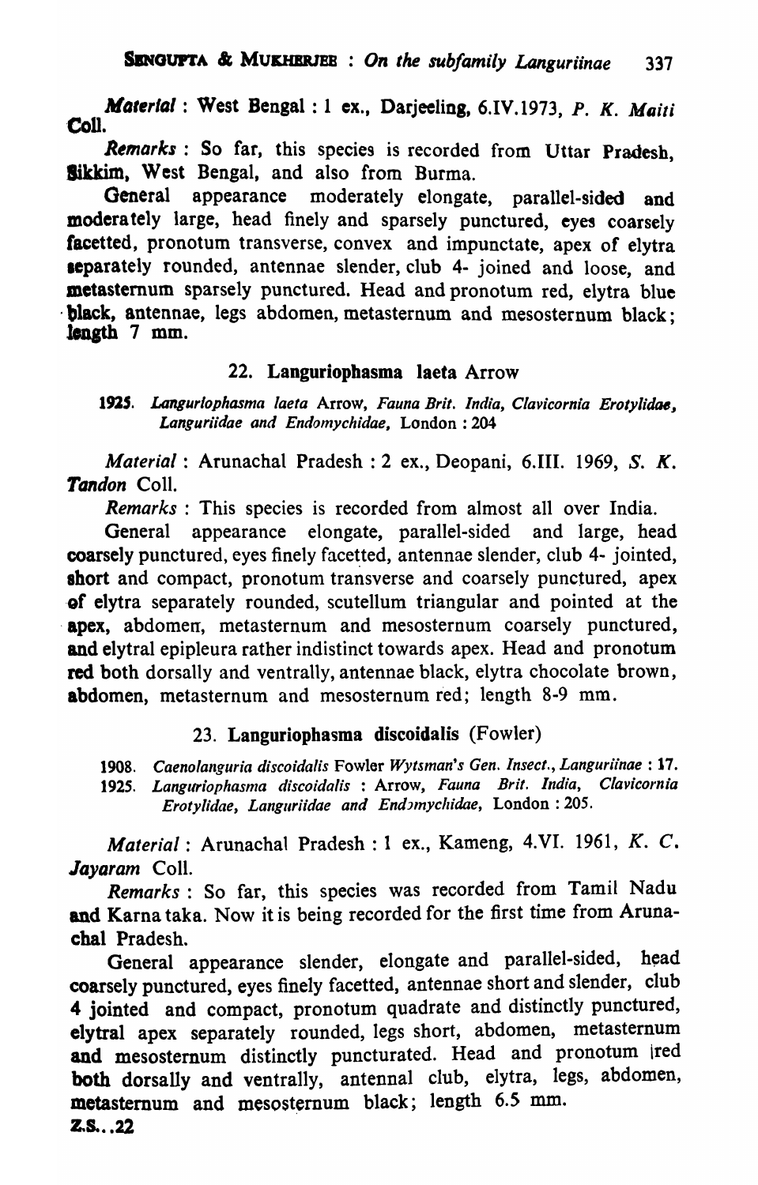*Material* : West Bengal : 1 ex., Darjeeling, 6.IV.1973, *P. K. Maiti* Coll.

*Remarks* : So far, this species is recorded from Uttar Pradesh, Sikkim, West Bengal, and also from Burma.

General appearance moderately elongate, parallel-sided and moderately large, head finely and sparsely punctured, eyes coarsely facetted, pronotum transverse, convex and impunctate, apex of elytra separately rounded, antennae slender, club 4- joined and loose, and metasternum sparsely punctured. Head and pronotum red, elytra blue black, antennae, legs abdomen, metasternum and mesosternum black; length 7 mm.

### 22. Languriophasma laeta Arrow

1925. *Languriophasma laeta* Arrow, *Fauna Brit. India, Clavicornia Erotylidae, Languriidae and Endomychidae*, London : 204

*Material* : Arunachal Pradesh : 2 ex., Deopani, 6.III. 1969, *S. K. Tandon* Coll.

*Remarks* : This species is recorded from almost all over India.

General appearance elongate, parallel-sided and large, head coarsely punctured, eyes finely facetted, antennae slender, club 4- jointed, short and compact, pronotum transverse and coarsely punctured, apex of elytra separately rounded, scutellum triangular and pointed at the apex, abdomen, metasternum and mesosternum coarsely punctured, and elytral epipleura rather indistinct towards apex. Head and pronotum red both dorsally and ventrally, antennae black, elytra chocolate brown, abdomen, metasternum and mesosternum red; length 8-9 mm.

### 23. Languriophasma discoidalis (Fowler)

1908. *Caenolanguria discoidalis* Fowler *Wytsman's Gen. Insect., Languriinae* : 17.
1925. *Languriophasma discoidalis* : Arrow, *Fauna Brit. India, Clavicornia Erotylidae, Languriidae and Endomychidae*, London : 205.

*Material* : Arunachal Pradesh : 1 ex., Kameng, 4.VI. 1961, *K. C. Jayaram* Coll.

*Remarks* : So far, this species was recorded from Tamil Nadu and Karna taka. Now it is being recorded for the first time from Arunachal Pradesh.

General appearance slender, elongate and parallel-sided, head coarsely punctured, eyes finely facetted, antennae short and slender, club 4 jointed and compact, pronotum quadrate and distinctly punctured, elytral apex separately rounded, legs short, abdomen, metasternum and mesosternum distinctly puncturated. Head and pronotum red both dorsally and ventrally, antennal club, elytra, legs, abdomen, metasternum and mesosternum black; length 6.5 mm.

Z.S..22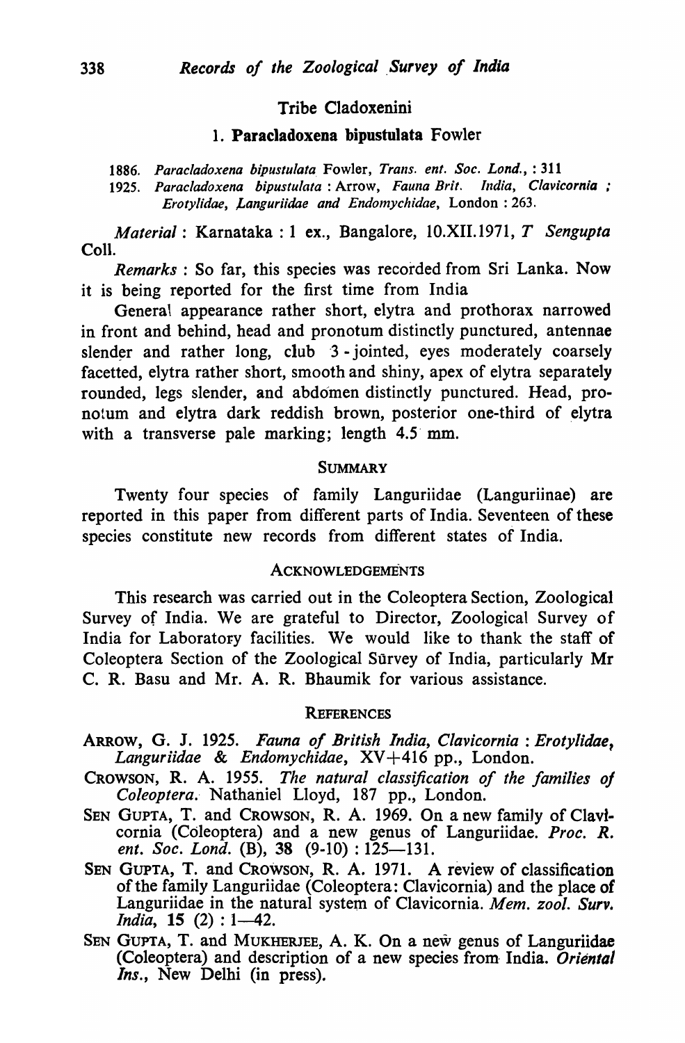## Tribe Cladoxenini

### 1. **Paracladoxena bipustulata** Fowler

1886. *Paracladoxena bipustulata* Fowler, *Trans. ent. Soc. Lond.*, : 311

1925. *Paracladoxena bipustulata* : Arrow, *Fauna Brit. India, Clavicornia ; Erotylidae, Languriidae and Endomychidae*, London : 263.

*Material* : Karnataka : 1 ex., Bangalore, 10.XII.1971, *T Sengupta* Coll.

*Remarks* : So far, this species was recorded from Sri Lanka. Now it is being reported for the first time from India

General appearance rather short, elytra and prothorax narrowed in front and behind, head and pronotum distinctly punctured, antennae slender and rather long, club 3 - jointed, eyes moderately coarsely facetted, elytra rather short, smooth and shiny, apex of elytra separately rounded, legs slender, and abdomen distinctly punctured. Head, pronotum and elytra dark reddish brown, posterior one-third of elytra with a transverse pale marking; length 4.5 mm.

## SUMMARY

Twenty four species of family Languriidae (Languriinae) are reported in this paper from different parts of India. Seventeen of these species constitute new records from different states of India.

## ACKNOWLEDGEMENTS

This research was carried out in the Coleoptera Section, Zoological Survey of India. We are grateful to Director, Zoological Survey of India for Laboratory facilities. We would like to thank the staff of Coleoptera Section of the Zoological Survey of India, particularly Mr C. R. Basu and Mr. A. R. Bhaumik for various assistance.

## REFERENCES

ARROW, G. J. 1925. *Fauna of British India, Clavicornia : Erotylidae, Languriidae & Endomychidae*, XV+416 pp., London.

CROWSON, R. A. 1955. *The natural classification of the families of Coleoptera.* Nathaniel Lloyd, 187 pp., London.

SEN GUPTA, T. and CROWSON, R. A. 1969. On a new family of Clavicornia (Coleoptera) and a new genus of Languriidae. *Proc. R. ent. Soc. Lond.* (B), **38** (9-10) : 125—131.

SEN GUPTA, T. and CROWSON, R. A. 1971. A review of classification of the family Languriidae (Coleoptera: Clavicornia) and the place of Languriidae in the natural system of Clavicornia. *Mem. zool. Surv. India*, **15** (2) : 1—42.

SEN GUPTA, T. and MUKHERJEE, A. K. On a new genus of Languriidae (Coleoptera) and description of a new species from India. *Oriental Ins.*, New Delhi (in press).